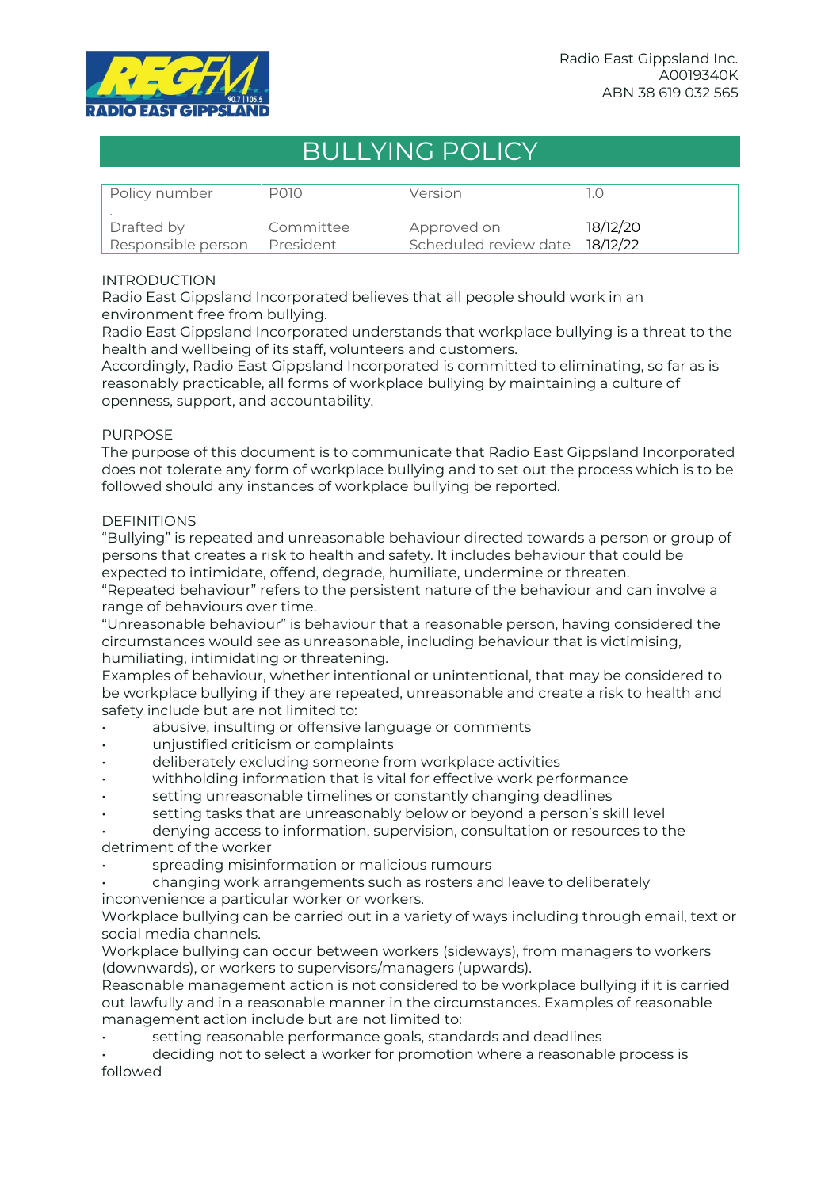Radio East Gippsland Inc.
A0019340K
ABN 38 619 032 565

# BULLYING POLICY

| Policy number | P010 | Version | 1.0 |
|---|---|---|---|
| Drafted by | Committee | Approved on | 18/12/20 |
| Responsible person | President | Scheduled review date | 18/12/22 |

INTRODUCTION

Radio East Gippsland Incorporated believes that all people should work in an environment free from bullying.

Radio East Gippsland Incorporated understands that workplace bullying is a threat to the health and wellbeing of its staff, volunteers and customers.

Accordingly, Radio East Gippsland Incorporated is committed to eliminating, so far as is reasonably practicable, all forms of workplace bullying by maintaining a culture of openness, support, and accountability.

PURPOSE

The purpose of this document is to communicate that Radio East Gippsland Incorporated does not tolerate any form of workplace bullying and to set out the process which is to be followed should any instances of workplace bullying be reported.

DEFINITIONS

"Bullying" is repeated and unreasonable behaviour directed towards a person or group of persons that creates a risk to health and safety. It includes behaviour that could be expected to intimidate, offend, degrade, humiliate, undermine or threaten.

"Repeated behaviour" refers to the persistent nature of the behaviour and can involve a range of behaviours over time.

"Unreasonable behaviour" is behaviour that a reasonable person, having considered the circumstances would see as unreasonable, including behaviour that is victimising, humiliating, intimidating or threatening.

Examples of behaviour, whether intentional or unintentional, that may be considered to be workplace bullying if they are repeated, unreasonable and create a risk to health and safety include but are not limited to:

- abusive, insulting or offensive language or comments
- unjustified criticism or complaints
- deliberately excluding someone from workplace activities
- withholding information that is vital for effective work performance
- setting unreasonable timelines or constantly changing deadlines
- setting tasks that are unreasonably below or beyond a person's skill level
- denying access to information, supervision, consultation or resources to the detriment of the worker
- spreading misinformation or malicious rumours
- changing work arrangements such as rosters and leave to deliberately inconvenience a particular worker or workers.

Workplace bullying can be carried out in a variety of ways including through email, text or social media channels.

Workplace bullying can occur between workers (sideways), from managers to workers (downwards), or workers to supervisors/managers (upwards).

Reasonable management action is not considered to be workplace bullying if it is carried out lawfully and in a reasonable manner in the circumstances. Examples of reasonable management action include but are not limited to:

- setting reasonable performance goals, standards and deadlines
- deciding not to select a worker for promotion where a reasonable process is followed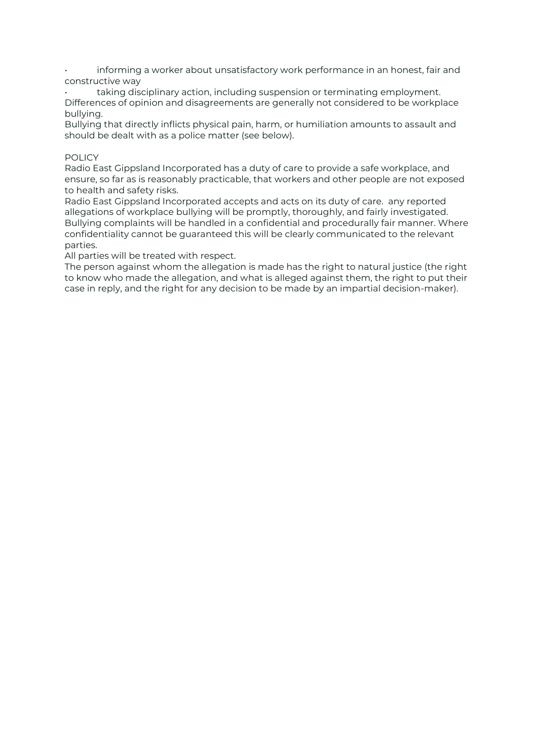- informing a worker about unsatisfactory work performance in an honest, fair and constructive way
- taking disciplinary action, including suspension or terminating employment.

Differences of opinion and disagreements are generally not considered to be workplace bullying.

Bullying that directly inflicts physical pain, harm, or humiliation amounts to assault and should be dealt with as a police matter (see below).

## POLICY

Radio East Gippsland Incorporated has a duty of care to provide a safe workplace, and ensure, so far as is reasonably practicable, that workers and other people are not exposed to health and safety risks.

Radio East Gippsland Incorporated accepts and acts on its duty of care. any reported allegations of workplace bullying will be promptly, thoroughly, and fairly investigated.

Bullying complaints will be handled in a confidential and procedurally fair manner. Where confidentiality cannot be guaranteed this will be clearly communicated to the relevant parties.

All parties will be treated with respect.

The person against whom the allegation is made has the right to natural justice (the right to know who made the allegation, and what is alleged against them, the right to put their case in reply, and the right for any decision to be made by an impartial decision-maker).